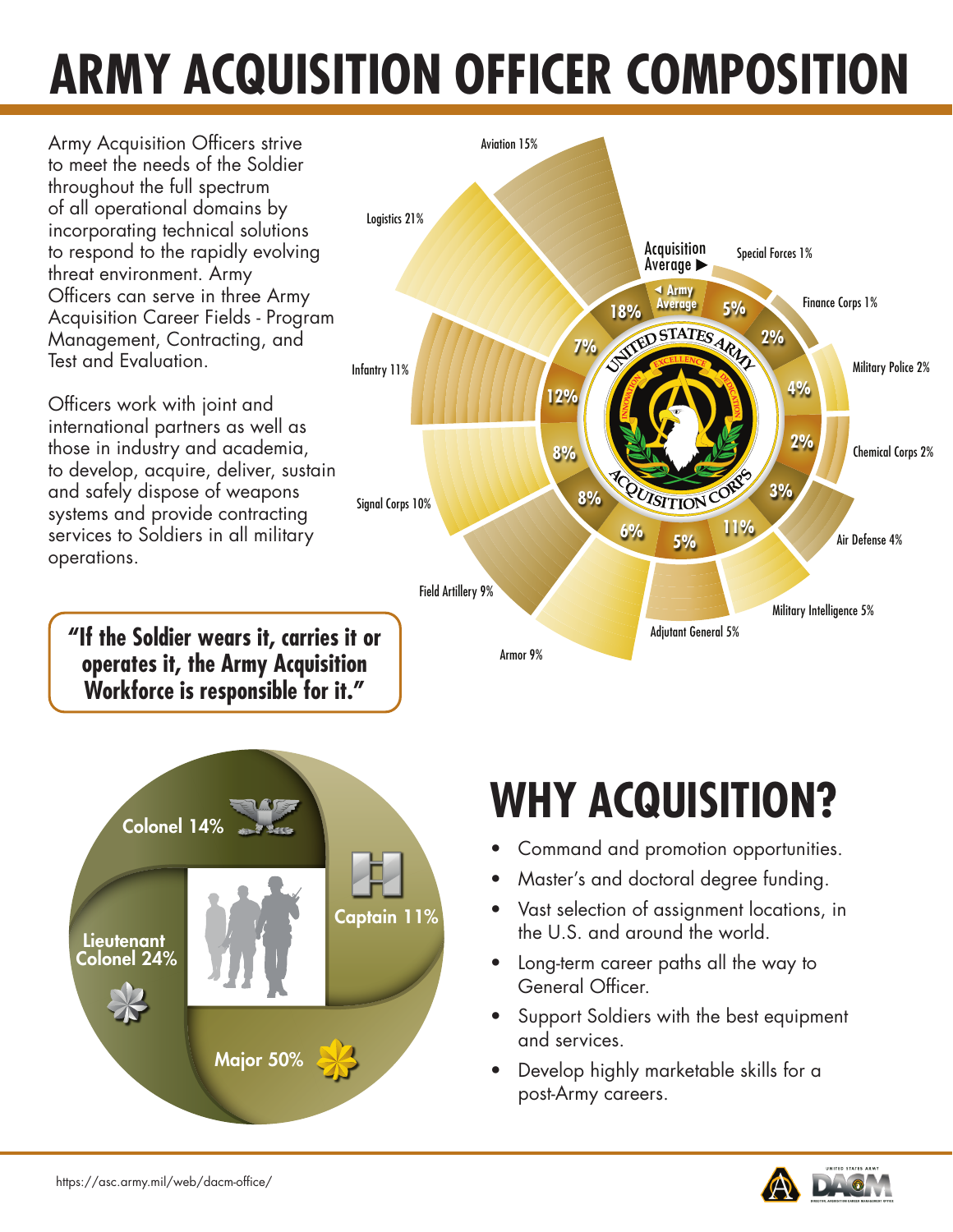# ARMY ACQUISITION OFFICER COMPOSITION

Army Acquisition Officers strive to meet the needs of the Soldier throughout the full spectrum of all operational domains by incorporating technical solutions to respond to the rapidly evolving threat environment. Army Officers can serve in three Army Acquisition Career Fields - Program Management, Contracting, and Test and Evaluation.

Officers work with joint and international partners as well as those in industry and academia, to develop, acquire, deliver, sustain and safely dispose of weapons systems and provide contracting services to Soldiers in all military operations.

**"If the Soldier wears it, carries it or operates it, the Army Acquisition Workforce is responsible for it."**

| Branch | Army Average | Acquisition Average |
|---|---|---|
| Aviation | 15% | 18% |
| Special Forces | 1% | 5% |
| Finance Corps | 1% | 2% |
| Military Police | 2% | 4% |
| Chemical Corps | 2% | 2% |
| Air Defense | 4% | 3% |
| Military Intelligence | 5% | 11% |
| Adjutant General | 5% | 5% |
| Armor | 9% | 6% |
| Field Artillery | 9% | 8% |
| Signal Corps | 10% | 8% |
| Infantry | 11% | 12% |
| Logistics | 21% | 7% |

| Rank | Percentage |
|---|---|
| Colonel | 14% |
| Lieutenant Colonel | 24% |
| Major | 50% |
| Captain | 11% |

## WHY ACQUISITION?

- Command and promotion opportunities.
- Master's and doctoral degree funding.
- Vast selection of assignment locations, in the U.S. and around the world.
- Long-term career paths all the way to General Officer.
- Support Soldiers with the best equipment and services.
- Develop highly marketable skills for a post-Army careers.

https://asc.army.mil/web/dacm-office/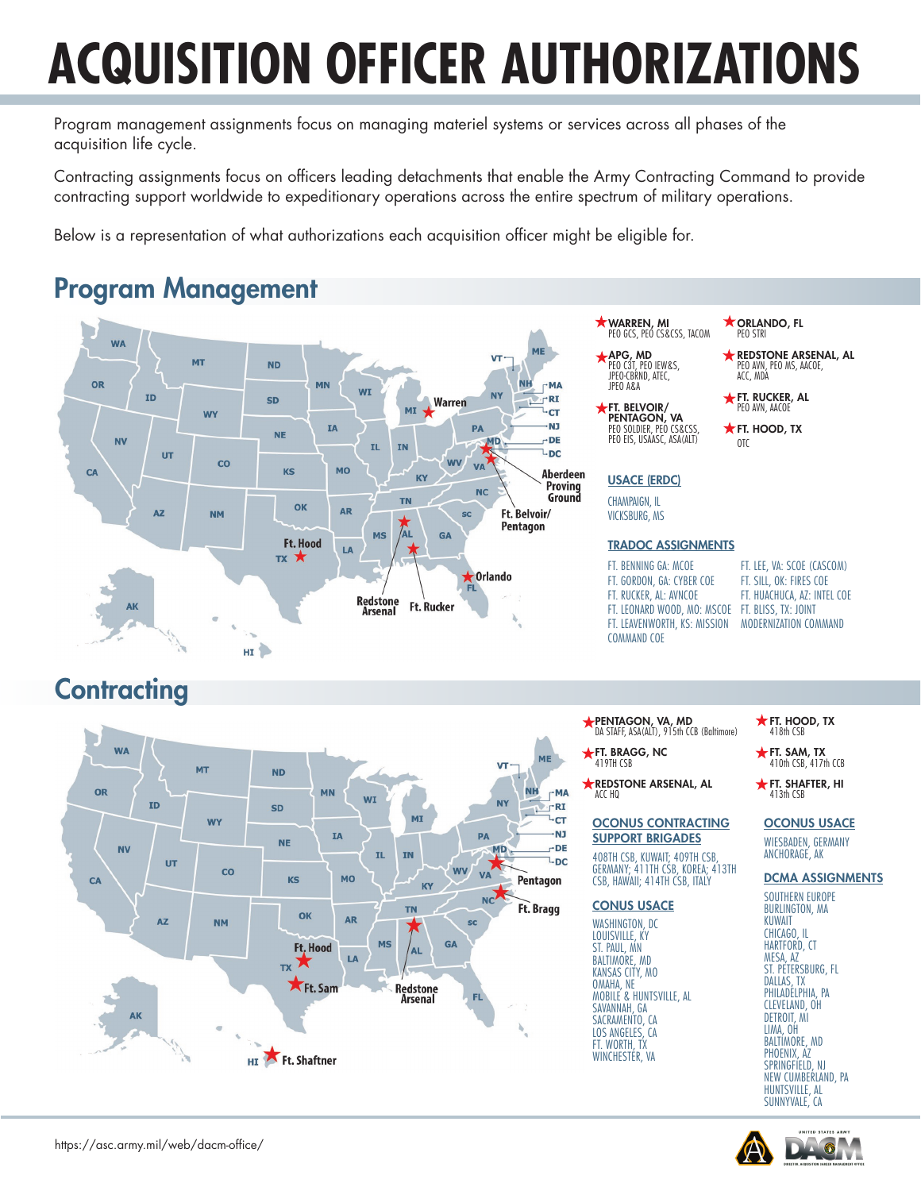# ACQUISITION OFFICER AUTHORIZATIONS

Program management assignments focus on managing materiel systems or services across all phases of the acquisition life cycle.

Contracting assignments focus on officers leading detachments that enable the Army Contracting Command to provide contracting support worldwide to expeditionary operations across the entire spectrum of military operations.

Below is a representation of what authorizations each acquisition officer might be eligible for.

## Program Management

Warren
Aberdeen Proving Ground
Ft. Belvoir/ Pentagon
Ft. Hood
Orlando
Redstone Arsenal
Ft. Rucker

**WARREN, MI**
PEO GCS, PEO CS&CSS, TACOM

**APG, MD**
PEO C3T, PEO IEW&S, JPEO-CBRND, ATEC, JPEO A&A

**FT. BELVOIR/ PENTAGON, VA**
PEO SOLDIER, PEO CS&CSS, PEO EIS, USAASC, ASA(ALT)

**ORLANDO, FL**
PEO STRI

**REDSTONE ARSENAL, AL**
PEO AVN, PEO MS, AACOE, ACC, MDA

**FT. RUCKER, AL**
PEO AVN, AACOE

**FT. HOOD, TX**
OTC

### USACE (ERDC)

CHAMPAIGN, IL
VICKSBURG, MS

### TRADOC ASSIGNMENTS

FT. BENNING GA: MCOE
FT. GORDON, GA: CYBER COE
FT. RUCKER, AL: AVNCOE
FT. LEONARD WOOD, MO: MSCOE
FT. LEAVENWORTH, KS: MISSION COMMAND COE
FT. LEE, VA: SCOE (CASCOM)
FT. SILL, OK: FIRES COE
FT. HUACHUCA, AZ: INTEL COE
FT. BLISS, TX: JOINT MODERNIZATION COMMAND

## Contracting

Pentagon
Ft. Bragg
Ft. Hood
Ft. Sam
Redstone Arsenal
Ft. Shaftner

**PENTAGON, VA, MD**
DA STAFF, ASA(ALT), 915th CCB (Baltimore)

**FT. BRAGG, NC**
419TH CSB

**REDSTONE ARSENAL, AL**
ACC HQ

**FT. HOOD, TX**
418th CSB

**FT. SAM, TX**
410th CSB, 417th CCB

**FT. SHAFTER, HI**
413th CSB

### OCONUS CONTRACTING SUPPORT BRIGADES

408TH CSB, KUWAIT; 409TH CSB, GERMANY; 411TH CSB, KOREA; 413TH CSB, HAWAII; 414TH CSB, ITALY

### CONUS USACE

WASHINGTON, DC
LOUISVILLE, KY
ST. PAUL, MN
BALTIMORE, MD
KANSAS CITY, MO
OMAHA, NE
MOBILE & HUNTSVILLE, AL
SAVANNAH, GA
SACRAMENTO, CA
LOS ANGELES, CA
FT. WORTH, TX
WINCHESTER, VA

### OCONUS USACE

WIESBADEN, GERMANY
ANCHORAGE, AK

### DCMA ASSIGNMENTS

SOUTHERN EUROPE
BURLINGTON, MA
KUWAIT
CHICAGO, IL
HARTFORD, CT
MESA, AZ
ST. PETERSBURG, FL
DALLAS, TX
PHILADELPHIA, PA
CLEVELAND, OH
DETROIT, MI
LIMA, OH
BALTIMORE, MD
PHOENIX, AZ
SPRINGFIELD, NJ
NEW CUMBERLAND, PA
HUNTSVILLE, AL
SUNNYVALE, CA

https://asc.army.mil/web/dacm-office/